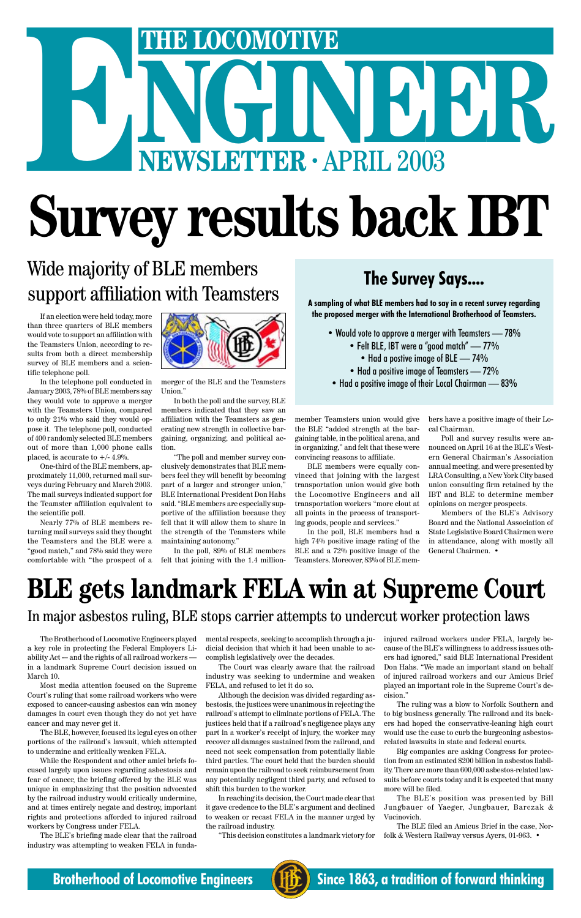# THE LOCOMOTIVE ENGINEER

## NEWSLETTER · APRIL 2003

# Survey results back IBT

## Wide majority of BLE members support affiliation with Teamsters

If an election were held today, more than three quarters of BLE members would vote to support an affiliation with the Teamsters Union, according to results from both a direct membership survey of BLE members and a scientific telephone poll.

In the telephone poll conducted in January 2003, 78% of BLE members say they would vote to approve a merger with the Teamsters Union, compared to only 21% who said they would oppose it. The telephone poll, conducted of 400 randomly selected BLE members out of more than 1,000 phone calls placed, is accurate to +/- 4.9%.

One-third of the BLE members, approximately 11,000, returned mail surveys during February and March 2003. The mail surveys indicated support for the Teamster affiliation equivalent to the scientific poll.

Nearly 77% of BLE members returning mail surveys said they thought the Teamsters and the BLE were a "good match," and 78% said they were comfortable with "the prospect of a merger of the BLE and the Teamsters Union."

In both the poll and the survey, BLE members indicated that they saw an affiliation with the Teamsters as generating new strength in collective bargaining, organizing, and political action.

"The poll and member survey conclusively demonstrates that BLE members feel they will benefit by becoming part of a larger and stronger union," BLE International President Don Hahs said. "BLE members are especially supportive of the affiliation because they fell that it will allow them to share in the strength of the Teamsters while maintaining autonomy."

In the poll, 89% of BLE members felt that joining with the 1.4 million-member Teamsters union would give the BLE "added strength at the bargaining table, in the political arena, and in organizing," and felt that these were convincing reasons to affiliate.

BLE members were equally convinced that joining with the largest transportation union would give both the Locomotive Engineers and all transportation workers "more clout at all points in the process of transporting goods, people and services."

In the poll, BLE members had a high 74% positive image rating of the BLE and a 72% positive image of the Teamsters. Moreover, 83% of BLE members have a positive image of their Local Chairman.

Poll and survey results were announced on April 16 at the BLE's Western General Chairman's Association annual meeting, and were presented by LRA Consulting, a New York City based union consulting firm retained by the IBT and BLE to determine member opinions on merger prospects.

Members of the BLE's Advisory Board and the National Association of State Legislative Board Chairmen were in attendance, along with mostly all General Chairmen. •

### The Survey Says....

**A sampling of what BLE members had to say in a recent survey regarding the proposed merger with the International Brotherhood of Teamsters.**

- Would vote to approve a merger with Teamsters — 78%
- Felt BLE, IBT were a "good match" — 77%
- Had a postive image of BLE — 74%
- Had a positive image of Teamsters — 72%
- Had a positive image of their Local Chairman — 83%

# BLE gets landmark FELA win at Supreme Court

## In major asbestos ruling, BLE stops carrier attempts to undercut worker protection laws

The Brotherhood of Locomotive Engineers played a key role in protecting the Federal Employers Liability Act — and the rights of all railroad workers — in a landmark Supreme Court decision issued on March 10.

Most media attention focused on the Supreme Court's ruling that some railroad workers who were exposed to cancer-causing asbestos can win money damages in court even though they do not yet have cancer and may never get it.

The BLE, however, focused its legal eyes on other portions of the railroad's lawsuit, which attempted to undermine and critically weaken FELA.

While the Respondent and other amici briefs focused largely upon issues regarding asbestosis and fear of cancer, the briefing offered by the BLE was unique in emphasizing that the position advocated by the railroad industry would critically undermine, and at times entirely negate and destroy, important rights and protections afforded to injured railroad workers by Congress under FELA.

The BLE's briefing made clear that the railroad industry was attempting to weaken FELA in fundamental respects, seeking to accomplish through a judicial decision that which it had been unable to accomplish legislatively over the decades.

The Court was clearly aware that the railroad industry was seeking to undermine and weaken FELA, and refused to let it do so.

Although the decision was divided regarding asbestosis, the justices were unanimous in rejecting the railroad's attempt to eliminate portions of FELA. The justices held that if a railroad's negligence plays any part in a worker's receipt of injury, the worker may recover all damages sustained from the railroad, and need not seek compensation from potentially liable third parties. The court held that the burden should remain upon the railroad to seek reimbursement from any potentially negligent third party, and refused to shift this burden to the worker.

In reaching its decision, the Court made clear that it gave credence to the BLE's argument and declined to weaken or recast FELA in the manner urged by the railroad industry.

"This decision constitutes a landmark victory for injured railroad workers under FELA, largely because of the BLE's willingness to address issues others had ignored," said BLE International President Don Hahs. "We made an important stand on behalf of injured railroad workers and our Amicus Brief played an important role in the Supreme Court's decision."

The ruling was a blow to Norfolk Southern and to big business generally. The railroad and its backers had hoped the conservative-leaning high court would use the case to curb the burgeoning asbestos-related lawsuits in state and federal courts.

Big companies are asking Congress for protection from an estimated $200 billion in asbestos liability. There are more than 600,000 asbestos-related lawsuits before courts today and it is expected that many more will be filed.

The BLE's position was presented by Bill Jungbauer of Yaeger, Jungbauer, Barczak & Vucinovich.

The BLE filed an Amicus Brief in the case, Norfolk & Western Railway versus Ayers, 01-963. •

**Brotherhood of Locomotive Engineers** — **Since 1863, a tradition of forward thinking**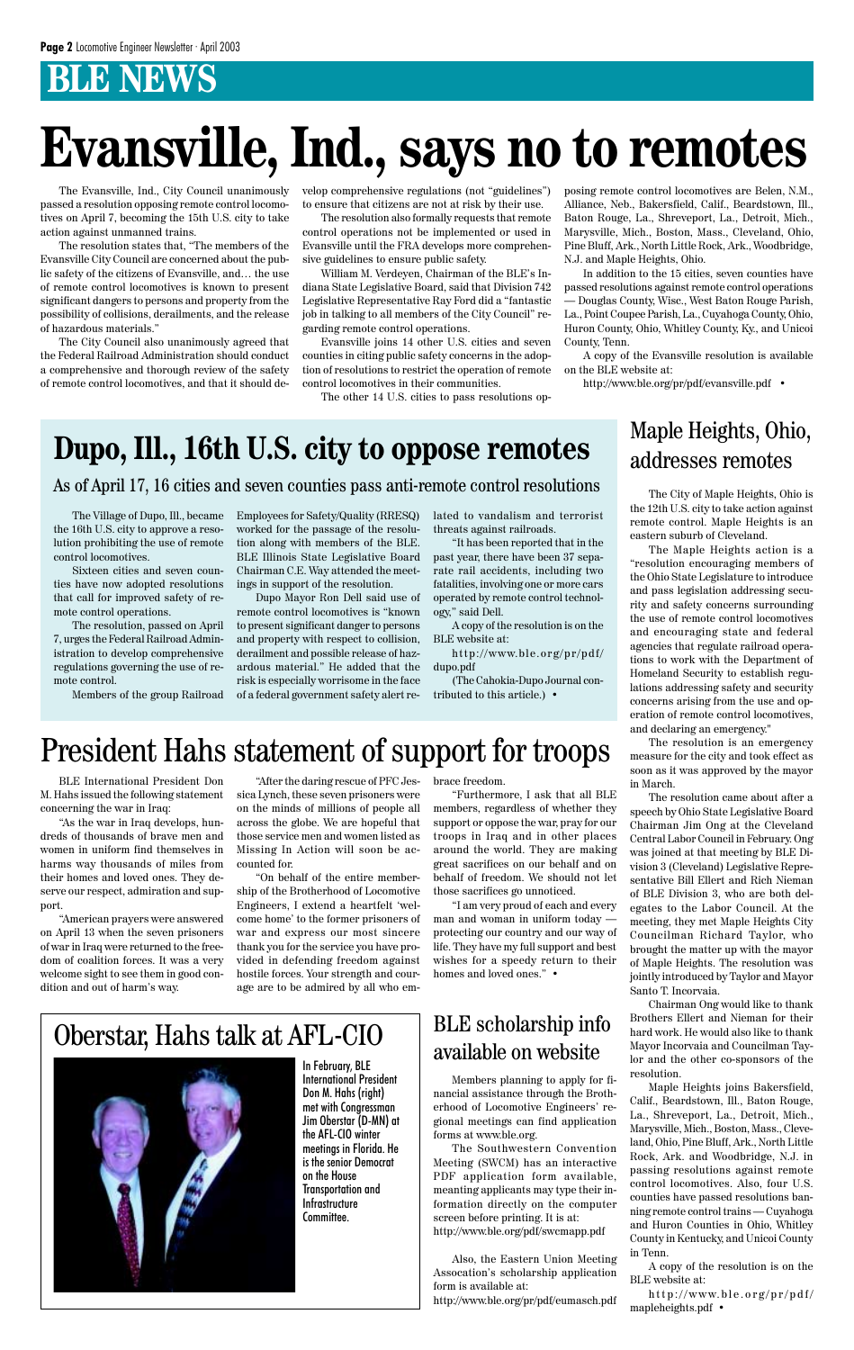# BLE NEWS

# Evansville, Ind., says no to remotes

The Evansville, Ind., City Council unanimously passed a resolution opposing remote control locomotives on April 7, becoming the 15th U.S. city to take action against unmanned trains.

The resolution states that, "The members of the Evansville City Council are concerned about the public safety of the citizens of Evansville, and… the use of remote control locomotives is known to present significant dangers to persons and property from the possibility of collisions, derailments, and the release of hazardous materials."

The City Council also unanimously agreed that the Federal Railroad Administration should conduct a comprehensive and thorough review of the safety of remote control locomotives, and that it should develop comprehensive regulations (not "guidelines") to ensure that citizens are not at risk by their use.

The resolution also formally requests that remote control operations not be implemented or used in Evansville until the FRA develops more comprehensive guidelines to ensure public safety.

William M. Verdeyen, Chairman of the BLE's Indiana State Legislative Board, said that Division 742 Legislative Representative Ray Ford did a "fantastic job in talking to all members of the City Council" regarding remote control operations.

Evansville joins 14 other U.S. cities and seven counties in citing public safety concerns in the adoption of resolutions to restrict the operation of remote control locomotives in their communities.

The other 14 U.S. cities to pass resolutions opposing remote control locomotives are Belen, N.M., Alliance, Neb., Bakersfield, Calif., Beardstown, Ill., Baton Rouge, La., Shreveport, La., Detroit, Mich., Marysville, Mich., Boston, Mass., Cleveland, Ohio, Pine Bluff, Ark., North Little Rock, Ark., Woodbridge, N.J. and Maple Heights, Ohio.

In addition to the 15 cities, seven counties have passed resolutions against remote control operations — Douglas County, Wisc., West Baton Rouge Parish, La., Point Coupee Parish, La., Cuyahoga County, Ohio, Huron County, Ohio, Whitley County, Ky., and Unicoi County, Tenn.

A copy of the Evansville resolution is available on the BLE website at:

http://www.ble.org/pr/pdf/evansville.pdf •

# Dupo, Ill., 16th U.S. city to oppose remotes

## As of April 17, 16 cities and seven counties pass anti-remote control resolutions

The Village of Dupo, Ill., became the 16th U.S. city to approve a resolution prohibiting the use of remote control locomotives.

Sixteen cities and seven counties have now adopted resolutions that call for improved safety of remote control operations.

The resolution, passed on April 7, urges the Federal Railroad Administration to develop comprehensive regulations governing the use of remote control.

Members of the group Railroad Employees for Safety/Quality (RRESQ) worked for the passage of the resolution along with members of the BLE. BLE Illinois State Legislative Board Chairman C.E. Way attended the meetings in support of the resolution.

Dupo Mayor Ron Dell said use of remote control locomotives is "known to present significant danger to persons and property with respect to collision, derailment and possible release of hazardous material." He added that the risk is especially worrisome in the face of a federal government safety alert related to vandalism and terrorist threats against railroads.

"It has been reported that in the past year, there have been 37 separate rail accidents, including two fatalities, involving one or more cars operated by remote control technology," said Dell.

A copy of the resolution is on the BLE website at:

http://www.ble.org/pr/pdf/dupo.pdf

(The Cahokia-Dupo Journal contributed to this article.) •

# Maple Heights, Ohio, addresses remotes

The City of Maple Heights, Ohio is the 12th U.S. city to take action against remote control. Maple Heights is an eastern suburb of Cleveland.

The Maple Heights action is a "resolution encouraging members of the Ohio State Legislature to introduce and pass legislation addressing security and safety concerns surrounding the use of remote control locomotives and encouraging state and federal agencies that regulate railroad operations to work with the Department of Homeland Security to establish regulations addressing safety and security concerns arising from the use and operation of remote control locomotives, and declaring an emergency."

The resolution is an emergency measure for the city and took effect as soon as it was approved by the mayor in March.

The resolution came about after a speech by Ohio State Legislative Board Chairman Jim Ong at the Cleveland Central Labor Council in February. Ong was joined at that meeting by BLE Division 3 (Cleveland) Legislative Representative Bill Ellert and Rich Nieman of BLE Division 3, who are both delegates to the Labor Council. At the meeting, they met Maple Heights City Councilman Richard Taylor, who brought the matter up with the mayor of Maple Heights. The resolution was jointly introduced by Taylor and Mayor Santo T. Incorvaia.

Chairman Ong would like to thank Brothers Ellert and Nieman for their hard work. He would also like to thank Mayor Incorvaia and Councilman Taylor and the other co-sponsors of the resolution.

Maple Heights joins Bakersfield, Calif., Beardstown, Ill., Baton Rouge, La., Shreveport, La., Detroit, Mich., Marysville, Mich., Boston, Mass., Cleveland, Ohio, Pine Bluff, Ark., North Little Rock, Ark. and Woodbridge, N.J. in passing resolutions against remote control locomotives. Also, four U.S. counties have passed resolutions banning remote control trains — Cuyahoga and Huron Counties in Ohio, Whitley County in Kentucky, and Unicoi County in Tenn.

A copy of the resolution is on the BLE website at:

http://www.ble.org/pr/pdf/mapleheights.pdf •

# President Hahs statement of support for troops

BLE International President Don M. Hahs issued the following statement concerning the war in Iraq:

"As the war in Iraq develops, hundreds of thousands of brave men and women in uniform find themselves in harms way thousands of miles from their homes and loved ones. They deserve our respect, admiration and support.

"American prayers were answered on April 13 when the seven prisoners of war in Iraq were returned to the freedom of coalition forces. It was a very welcome sight to see them in good condition and out of harm's way.

"After the daring rescue of PFC Jessica Lynch, these seven prisoners were on the minds of millions of people all across the globe. We are hopeful that those service men and women listed as Missing In Action will soon be accounted for.

"On behalf of the entire membership of the Brotherhood of Locomotive Engineers, I extend a heartfelt 'welcome home' to the former prisoners of war and express our most sincere thank you for the service you have provided in defending freedom against hostile forces. Your strength and courage are to be admired by all who embrace freedom.

"Furthermore, I ask that all BLE members, regardless of whether they support or oppose the war, pray for our troops in Iraq and in other places around the world. They are making great sacrifices on our behalf and on behalf of freedom. We should not let those sacrifices go unnoticed.

"I am very proud of each and every man and woman in uniform today — protecting our country and our way of life. They have my full support and best wishes for a speedy return to their homes and loved ones." •

# Oberstar, Hahs talk at AFL-CIO

In February, BLE International President Don M. Hahs (right) met with Congressman Jim Oberstar (D-MN) at the AFL-CIO winter meetings in Florida. He is the senior Democrat on the House Transportation and Infrastructure Committee.

# BLE scholarship info available on website

Members planning to apply for financial assistance through the Brotherhood of Locomotive Engineers' regional meetings can find application forms at www.ble.org.

The Southwestern Convention Meeting (SWCM) has an interactive PDF application form available, meaning applicants may type their information directly on the computer screen before printing. It is at:
http://www.ble.org/pdf/swcmapp.pdf

Also, the Eastern Union Meeting Assocation's scholarship application form is available at:
http://www.ble.org/pr/pdf/eumasch.pdf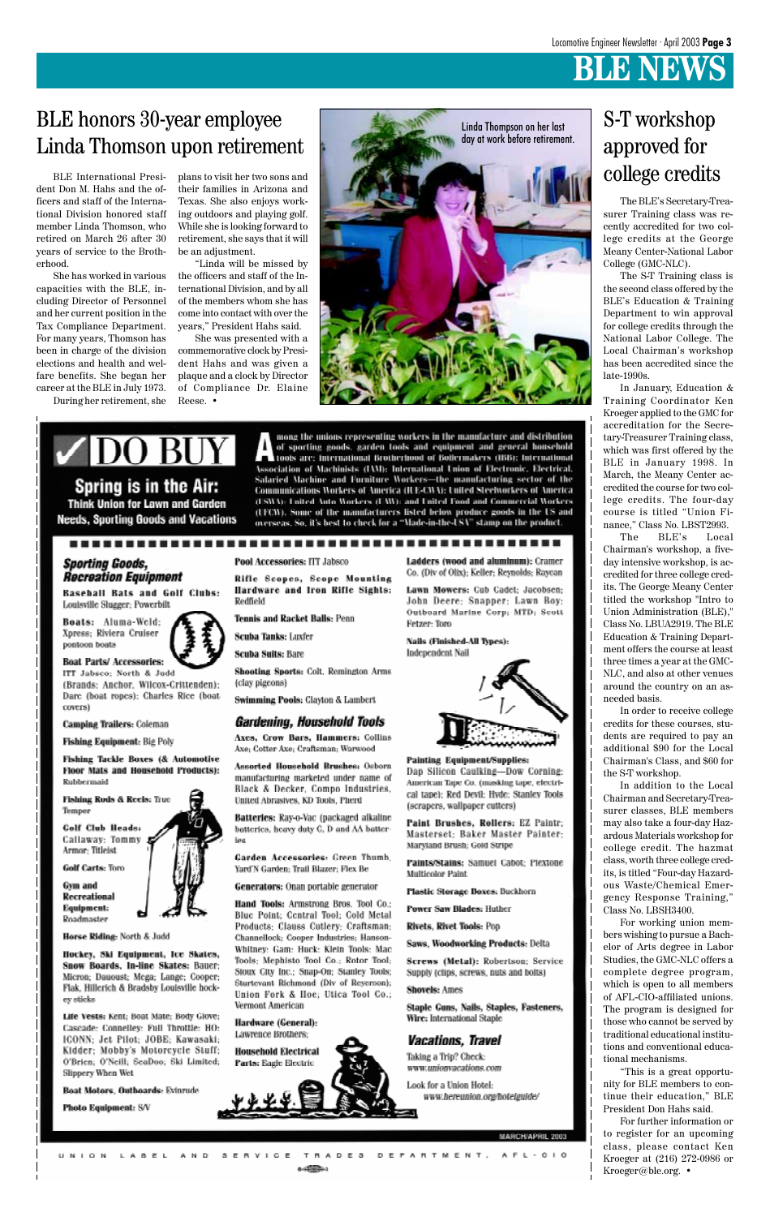# BLE NEWS

## BLE honors 30-year employee Linda Thomson upon retirement

BLE International President Don M. Hahs and the officers and staff of the International Division honored staff member Linda Thomson, who retired on March 26 after 30 years of service to the Brotherhood.

She has worked in various capacities with the BLE, including Director of Personnel and her current position in the Tax Compliance Department. For many years, Thomson has been in charge of the division elections and health and welfare benefits. She began her career at the BLE in July 1973.

During her retirement, she plans to visit her two sons and their families in Arizona and Texas. She also enjoys working outdoors and playing golf. While she is looking forward to retirement, she says that it will be an adjustment.

"Linda will be missed by the officers and staff of the International Division, and by all of the members whom she has come into contact with over the years," President Hahs said.

She was presented with a commemorative clock by President Hahs and was given a plaque and a clock by Director of Compliance Dr. Elaine Reese. •

Linda Thompson on her last day at work before retirement.

## S-T workshop approved for college credits

The BLE's Secretary-Treasurer Training class was recently accredited for two college credits at the George Meany Center-National Labor College (GMC-NLC).

The S-T Training class is the second class offered by the BLE's Education & Training Department to win approval for college credits through the National Labor College. The Local Chairman's workshop has been accredited since the late-1990s.

In January, Education & Training Coordinator Ken Kroeger applied to the GMC for accreditation for the Secretary-Treasurer Training class, which was first offered by the BLE in January 1998. In March, the Meany Center accredited the course for two college credits. The four-day course is titled "Union Finance," Class No. LBST2993.

The BLE's Local Chairman's workshop, a five-day intensive workshop, is accredited for three college credits. The George Meany Center titled the workshop "Intro to Union Administration (BLE)," Class No. LBUA2919. The BLE Education & Training Department offers the course at least three times a year at the GMC-NLC, and also at other venues around the country on an as-needed basis.

In order to receive college credits for these courses, students are required to pay an additional $90 for the Local Chairman's Class, and $60 for the S-T workshop.

In addition to the Local Chairman and Secretary-Treasurer classes, BLE members may also take a four-day Hazardous Materials workshop for college credit. The hazmat class, worth three college credits, is titled "Four-day Hazardous Waste/Chemical Emergency Response Training," Class No. LBSH3400.

For working union members wishing to pursue a Bachelor of Arts degree in Labor Studies, the GMC-NLC offers a complete degree program, which is open to all members of AFL-CIO-affiliated unions. The program is designed for those who cannot be served by traditional educational institutions and conventional educational mechanisms.

"This is a great opportunity for BLE members to continue their education," BLE President Don Hahs said.

For further information or to register for an upcoming class, please contact Ken Kroeger at (216) 272-0986 or Kroeger@ble.org. •

## ✓ DO BUY

**Spring is in the Air:**
**Think Union for Lawn and Garden Needs, Sporting Goods and Vacations**

Among the unions representing workers in the manufacture and distribution of sporting goods, garden tools and equipment and general household tools are: International Brotherhood of Boilermakers (IBB); International Association of Machinists (IAM); International Union of Electronic, Electrical, Salaried Machine and Furniture Workers—the manufacturing sector of the Communications Workers of America (IUE-CWA); United Steelworkers of America (USWA); United Auto Workers (UAW); and United Food and Commercial Workers (UFCW). Some of the manufacturers listed below produce goods in the US and overseas. So, it's best to check for a "Made-in-the-USA" stamp on the product.

### *Sporting Goods, Recreation Equipment*

**Baseball Bats and Golf Clubs:** Louisville Slugger; Powerbilt

**Boats:** Aluma-Weld; Xpress; Riviera Cruiser pontoon boats

**Boat Parts/ Accessories:** ITT Jabsco; North & Judd (Brands: Anchor, Wilcox-Crittenden); Dare (boat ropes); Charles Rice (boat covers)

**Camping Trailers:** Coleman

**Fishing Equipment:** Big Poly

**Fishing Tackle Boxes (& Automotive Floor Mats and Household Products):** Rubbermaid

**Fishing Rods & Reels:** True Temper

**Golf Club Heads:** Callaway; Tommy Armor; Titleist

**Golf Carts:** Toro

**Gym and Recreational Equipment:** Roadmaster

**Horse Riding:** North & Judd

**Hockey, Ski Equipment, Ice Skates, Snow Boards, In-line Skates:** Bauer; Micron; Dauoust; Mega; Lange; Cooper; Flak, Hillerich & Bradsby Louisville hockey sticks

**Life Vests:** Kent; Boat Mate; Body Glove; Cascade: Connelley: Full Throttle: HO: ICONN; Jet Pilot; JOBE; Kawasaki; Kidder; Mobby's Motorcycle Stuff; O'Brien; O'Neill; SeaDoo; Ski Limited; Slippery When Wet

**Boat Motors, Outboards:** Evinrude

**Photo Equipment:** S/V

**Pool Accessories:** ITT Jabsco

**Rifle Scopes, Scope Mounting Hardware and Iron Rifle Sights:** Redfield

**Tennis and Racket Balls:** Penn

**Scuba Tanks:** Luxfer

**Scuba Suits:** Bare

**Shooting Sports:** Colt, Remington Arms (clay pigeons)

**Swimming Pools:** Clayton & Lambert

### *Gardening, Household Tools*

**Axes, Crow Bars, Hammers:** Collins Axe; Cotter Axe; Craftsman; Warwood

**Assorted Household Brushes:** Osborn manufacturing marketed under name of Black & Decker, Compo Industries, United Abrasives, KD Tools, Pferd

**Batteries:** Ray-o-Vac (packaged alkaline batteries, heavy duty C, D and AA batteries

**Garden Accessories:** Green Thumb, Yard'N Garden; Trail Blazer; Flex Be

**Generators:** Onan portable generator

**Hand Tools:** Armstrong Bros. Tool Co.; Blue Point; Central Tool; Cold Metal Products; Clauss Cutlery; Craftsman; Channellock; Cooper Industries; Hanson-Whitney: Gam: Huck: Klein Tools: Mac Tools; Mephisto Tool Co.; Rotor Tool; Sioux City Inc.; Snap-On; Stanley Tools; Sturtevant Richmond (Div of Reyerson); Union Fork & Hoe; Utica Tool Co.; Vermont American

**Hardware (General):** Lawrence Brothers;

**Household Electrical Parts:** Eagle Electric

**Ladders (wood and aluminum):** Cramer Co. (Div of Olix); Keller; Reynolds; Raycan

**Lawn Mowers:** Cub Cadet; Jacobsen; John Deere; Snapper; Lawn Boy; Outboard Marine Corp; MTD; Scott Fetzer: Toro

**Nails (Finished-All Types):** Independent Nail

**Painting Equipment/Supplies:** Dap Silicon Caulking—Dow Corning: American Tape Co. (masking tape, electrical tape): Red Devil: Hyde: Stanley Tools (scrapers, wallpaper cutters)

**Paint Brushes, Rollers:** EZ Paintr; Masterset; Baker Master Painter; Maryland Brush; Gold Stripe

**Paints/Stains:** Samuel Cabot; Flextone Multicolor Paint

**Plastic Storage Boxes:** Buckhorn

**Power Saw Blades:** Huther

**Rivets, Rivet Tools:** Pop

**Saws, Woodworking Products:** Delta

**Screws (Metal):** Robertson; Service Supply (clips, screws, nuts and bolts)

**Shovels:** Ames

**Staple Guns, Nails, Staples, Fasteners, Wire:** International Staple

### *Vacations, Travel*

Taking a Trip? Check: www.unionvacations.com

Look for a Union Hotel: www.hereunion.org/hotelguide/

MARCH/APRIL 2003

UNION LABEL AND SERVICE TRADES DEPARTMENT, AFL-CIO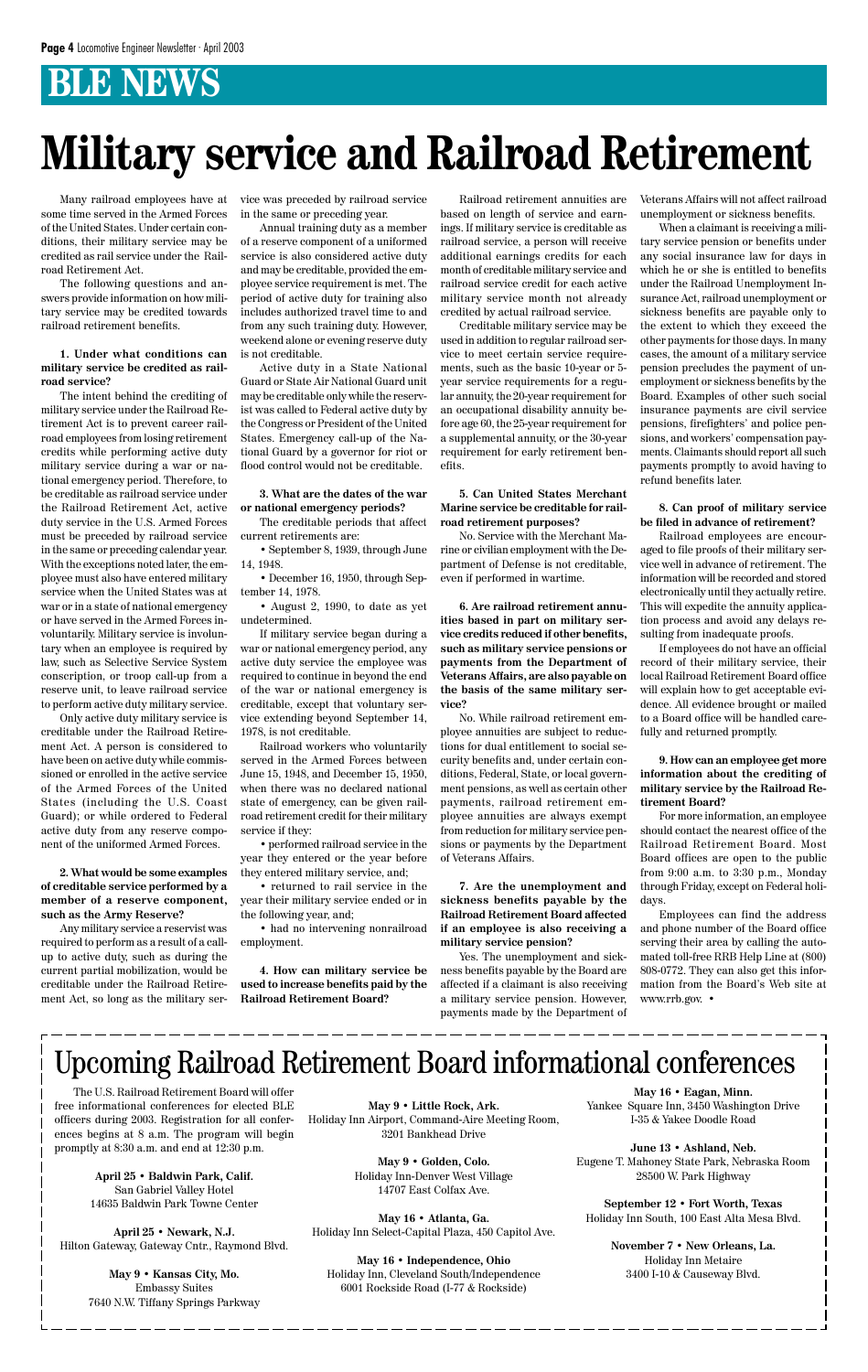# BLE NEWS

# Military service and Railroad Retirement

Many railroad employees have at some time served in the Armed Forces of the United States. Under certain conditions, their military service may be credited as rail service under the Railroad Retirement Act.

The following questions and answers provide information on how military service may be credited towards railroad retirement benefits.

**1. Under what conditions can military service be credited as railroad service?**

The intent behind the crediting of military service under the Railroad Retirement Act is to prevent career railroad employees from losing retirement credits while performing active duty military service during a war or national emergency period. Therefore, to be creditable as railroad service under the Railroad Retirement Act, active duty service in the U.S. Armed Forces must be preceded by railroad service in the same or preceding calendar year. With the exceptions noted later, the employee must also have entered military service when the United States was at war or in a state of national emergency or have served in the Armed Forces involuntarily. Military service is involuntary when an employee is required by law, such as Selective Service System conscription, or troop call-up from a reserve unit, to leave railroad service to perform active duty military service.

Only active duty military service is creditable under the Railroad Retirement Act. A person is considered to have been on active duty while commissioned or enrolled in the active service of the Armed Forces of the United States (including the U.S. Coast Guard); or while ordered to Federal active duty from any reserve component of the uniformed Armed Forces.

**2. What would be some examples of creditable service performed by a member of a reserve component, such as the Army Reserve?**

Any military service a reservist was required to perform as a result of a call-up to active duty, such as during the current partial mobilization, would be creditable under the Railroad Retirement Act, so long as the military service was preceded by railroad service in the same or preceding year.

Annual training duty as a member of a reserve component of a uniformed service is also considered active duty and may be creditable, provided the employee service requirement is met. The period of active duty for training also includes authorized travel time to and from any such training duty. However, weekend alone or evening reserve duty is not creditable.

Active duty in a State National Guard or State Air National Guard unit may be creditable only while the reservist was called to Federal active duty by the Congress or President of the United States. Emergency call-up of the National Guard by a governor for riot or flood control would not be creditable.

**3. What are the dates of the war or national emergency periods?**

The creditable periods that affect current retirements are:

• September 8, 1939, through June 14, 1948.

• December 16, 1950, through September 14, 1978.

• August 2, 1990, to date as yet undetermined.

If military service began during a war or national emergency period, any active duty service the employee was required to continue in beyond the end of the war or national emergency is creditable, except that voluntary service extending beyond September 14, 1978, is not creditable.

Railroad workers who voluntarily served in the Armed Forces between June 15, 1948, and December 15, 1950, when there was no declared national state of emergency, can be given railroad retirement credit for their military service if they:

• performed railroad service in the year they entered or the year before they entered military service, and;

• returned to rail service in the year their military service ended or in the following year, and;

• had no intervening nonrailroad employment.

**4. How can military service be used to increase benefits paid by the Railroad Retirement Board?**

Railroad retirement annuities are based on length of service and earnings. If military service is creditable as railroad service, a person will receive additional earnings credits for each month of creditable military service and railroad service credit for each active military service month not already credited by actual railroad service.

Creditable military service may be used in addition to regular railroad service to meet certain service requirements, such as the basic 10-year or 5-year service requirements for a regular annuity, the 20-year requirement for an occupational disability annuity before age 60, the 25-year requirement for a supplemental annuity, or the 30-year requirement for early retirement benefits.

**5. Can United States Merchant Marine service be creditable for railroad retirement purposes?**

No. Service with the Merchant Marine or civilian employment with the Department of Defense is not creditable, even if performed in wartime.

**6. Are railroad retirement annuities based in part on military service credits reduced if other benefits, such as military service pensions or payments from the Department of Veterans Affairs, are also payable on the basis of the same military service?**

No. While railroad retirement employee annuities are subject to reductions for dual entitlement to social security benefits and, under certain conditions, Federal, State, or local government pensions, as well as certain other payments, railroad retirement employee annuities are always exempt from reduction for military service pensions or payments by the Department of Veterans Affairs.

**7. Are the unemployment and sickness benefits payable by the Railroad Retirement Board affected if an employee is also receiving a military service pension?**

Yes. The unemployment and sickness benefits payable by the Board are affected if a claimant is also receiving a military service pension. However, payments made by the Department of Veterans Affairs will not affect railroad unemployment or sickness benefits.

When a claimant is receiving a military service pension or benefits under any social insurance law for days in which he or she is entitled to benefits under the Railroad Unemployment Insurance Act, railroad unemployment or sickness benefits are payable only to the extent to which they exceed the other payments for those days. In many cases, the amount of a military service pension precludes the payment of unemployment or sickness benefits by the Board. Examples of other such social insurance payments are civil service pensions, firefighters' and police pensions, and workers' compensation payments. Claimants should report all such payments promptly to avoid having to refund benefits later.

**8. Can proof of military service be filed in advance of retirement?**

Railroad employees are encouraged to file proofs of their military service well in advance of retirement. The information will be recorded and stored electronically until they actually retire. This will expedite the annuity application process and avoid any delays resulting from inadequate proofs.

If employees do not have an official record of their military service, their local Railroad Retirement Board office will explain how to get acceptable evidence. All evidence brought or mailed to a Board office will be handled carefully and returned promptly.

**9. How can an employee get more information about the crediting of military service by the Railroad Retirement Board?**

For more information, an employee should contact the nearest office of the Railroad Retirement Board. Most Board offices are open to the public from 9:00 a.m. to 3:30 p.m., Monday through Friday, except on Federal holidays.

Employees can find the address and phone number of the Board office serving their area by calling the automated toll-free RRB Help Line at (800) 808-0772. They can also get this information from the Board's Web site at www.rrb.gov. •

## Upcoming Railroad Retirement Board informational conferences

The U.S. Railroad Retirement Board will offer free informational conferences for elected BLE officers during 2003. Registration for all conferences begins at 8 a.m. The program will begin promptly at 8:30 a.m. and end at 12:30 p.m.

**April 25 • Baldwin Park, Calif.**
San Gabriel Valley Hotel
14635 Baldwin Park Towne Center

**April 25 • Newark, N.J.**
Hilton Gateway, Gateway Cntr., Raymond Blvd.

**May 9 • Kansas City, Mo.**
Embassy Suites
7640 N.W. Tiffany Springs Parkway

**May 9 • Little Rock, Ark.**
Holiday Inn Airport, Command-Aire Meeting Room,
3201 Bankhead Drive

**May 9 • Golden, Colo.**
Holiday Inn-Denver West Village
14707 East Colfax Ave.

**May 16 • Atlanta, Ga.**
Holiday Inn Select-Capital Plaza, 450 Capitol Ave.

**May 16 • Independence, Ohio**
Holiday Inn, Cleveland South/Independence
6001 Rockside Road (I-77 & Rockside)

**May 16 • Eagan, Minn.**
Yankee Square Inn, 3450 Washington Drive
I-35 & Yakee Doodle Road

**June 13 • Ashland, Neb.**
Eugene T. Mahoney State Park, Nebraska Room
28500 W. Park Highway

**September 12 • Fort Worth, Texas**
Holiday Inn South, 100 East Alta Mesa Blvd.

**November 7 • New Orleans, La.**
Holiday Inn Metaire
3400 I-10 & Causeway Blvd.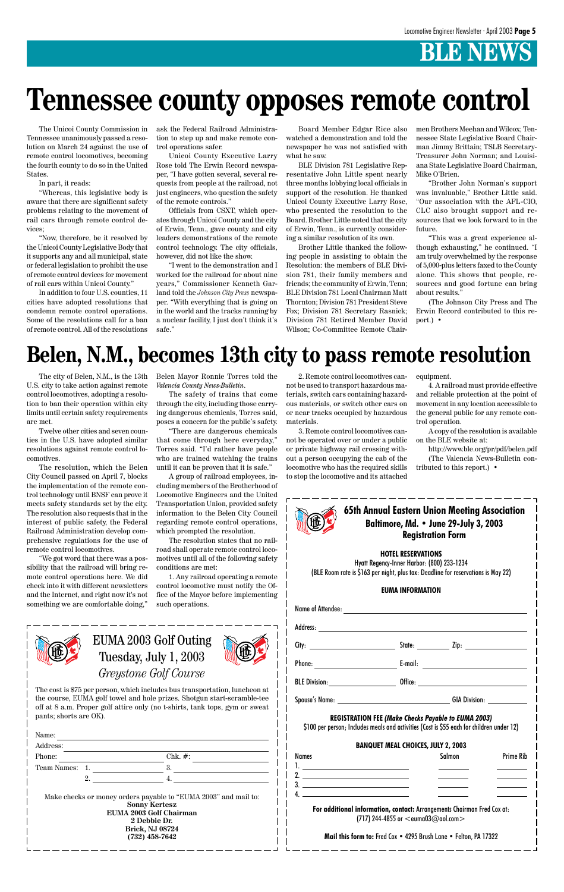# BLE NEWS

# Tennessee county opposes remote control

The Unicoi County Commission in Tennessee unanimously passed a resolution on March 24 against the use of remote control locomotives, becoming the fourth county to do so in the United States.

In part, it reads:

"Whereas, this legislative body is aware that there are significant safety problems relating to the movement of rail cars through remote control devices;

"Now, therefore, be it resolved by the Unicoi County Legislative Body that it supports any and all municipal, state or federal legislation to prohibit the use of remote control devices for movement of rail cars within Unicoi County."

In addition to four U.S. counties, 11 cities have adopted resolutions that condemn remote control operations. Some of the resolutions call for a ban of remote control. All of the resolutions ask the Federal Railroad Administration to step up and make remote control operations safer.

Unicoi County Executive Larry Rose told The Erwin Record newspaper, "I have gotten several, several requests from people at the railroad, not just engineers, who question the safety of the remote controls."

Officials from CSXT, which operates through Unicoi County and the city of Erwin, Tenn., gave county and city leaders demonstrations of the remote control technology. The city officials, however, did not like the show.

"I went to the demonstration and I worked for the railroad for about nine years," Commissioner Kenneth Garland told the *Johnson City Press* newspaper. "With everything that is going on in the world and the tracks running by a nuclear facility, I just don't think it's safe."

Board Member Edgar Rice also watched a demonstration and told the newspaper he was not satisfied with what he saw.

BLE Division 781 Legislative Representative John Little spent nearly three months lobbying local officials in support of the resolution. He thanked Unicoi County Executive Larry Rose, who presented the resolution to the Board. Brother Little noted that the city of Erwin, Tenn., is currently considering a similar resolution of its own.

Brother Little thanked the following people in assisting to obtain the Resolution: the members of BLE Division 781, their family members and friends; the community of Erwin, Tenn; BLE Division 781 Local Chairman Matt Thornton; Division 781 President Steve Fox; Division 781 Secretary Rasnick; Division 781 Retired Member David Wilson; Co-Committee Remote Chairmen Brothers Meehan and Wilcox; Tennessee State Legislative Board Chairman Jimmy Brittain; TSLB Secretary-Treasurer John Norman; and Louisiana State Legislative Board Chairman, Mike O'Brien.

"Brother John Norman's support was invaluable," Brother Little said. "Our association with the AFL-CIO, CLC also brought support and resources that we look forward to in the future.

"This was a great experience although exhausting," he continued. "I am truly overwhelmed by the response of 5,000-plus letters faxed to the County alone. This shows that people, resources and good fortune can bring about results."

(The Johnson City Press and The Erwin Record contributed to this report.) •

# Belen, N.M., becomes 13th city to pass remote resolution

The city of Belen, N.M., is the 13th U.S. city to take action against remote control locomotives, adopting a resolution to ban their operation within city limits until certain safety requirements are met.

Twelve other cities and seven counties in the U.S. have adopted similar resolutions against remote control locomotives.

The resolution, which the Belen City Council passed on April 7, blocks the implementation of the remote control technology until BNSF can prove it meets safety standards set by the city. The resolution also requests that in the interest of public safety, the Federal Railroad Administration develop comprehensive regulations for the use of remote control locomotives.

"We got word that there was a possibility that the railroad will bring remote control operations here. We did check into it with different newsletters and the Internet, and right now it's not something we are comfortable doing," Belen Mayor Ronnie Torres told the *Valencia County News-Bulletin*.

The safety of trains that come through the city, including those carrying dangerous chemicals, Torres said, poses a concern for the public's safety.

"There are dangerous chemicals that come through here everyday," Torres said. "I'd rather have people who are trained watching the trains until it can be proven that it is safe."

A group of railroad employees, including members of the Brotherhood of Locomotive Engineers and the United Transportation Union, provided safety information to the Belen City Council regarding remote control operations, which prompted the resolution.

The resolution states that no railroad shall operate remote control locomotives until all of the following safety conditions are met:

1. Any railroad operating a remote control locomotive must notify the Office of the Mayor before implementing such operations.

2. Remote control locomotives cannot be used to transport hazardous materials, switch cars containing hazardous materials, or switch other cars on or near tracks occupied by hazardous materials.

3. Remote control locomotives cannot be operated over or under a public or private highway rail crossing without a person occupying the cab of the locomotive who has the required skills to stop the locomotive and its attached equipment.

4. A railroad must provide effective and reliable protection at the point of movement in any location accessible to the general public for any remote control operation.

A copy of the resolution is available on the BLE website at:

http://www.ble.org/pr/pdf/belen.pdf

(The Valencia News-Bulletin contributed to this report.) •

---

## EUMA 2003 Golf Outing
## Tuesday, July 1, 2003
### *Greystone Golf Course*

The cost is $75 per person, which includes bus transportation, luncheon at the course, EUMA golf towel and hole prizes. Shotgun start-scramble-tee off at 8 a.m. Proper golf attire only (no t-shirts, tank tops, gym or sweat pants; shorts are OK).

Name: ______________________

Address: ______________________

Phone: ______________ Chk. #: ______________

Team Names: 1. ______________ 3. ______________

2. ______________ 4. ______________

Make checks or money orders payable to "EUMA 2003" and mail to:
**Sonny Kertesz**
**EUMA 2003 Golf Chairman**
**2 Debbie Dr.**
**Brick, NJ 08724**
**(732) 458-7642**

---

## 65th Annual Eastern Union Meeting Association
## Baltimore, Md. • June 29-July 3, 2003
## Registration Form

**HOTEL RESERVATIONS**

Hyatt Regency-Inner Harbor: (800) 233-1234
(BLE Room rate is $163 per night, plus tax: Deadline for reservations is May 22)

**EUMA INFORMATION**

Name of Attendee: ______________________

Address: ______________________

City: ______________ State: ________ Zip: ______________

Phone: ______________ E-mail: ______________

BLE Division: ______________ Office: ______________

Spouse's Name: ______________ GIA Division: ________

**REGISTRATION FEE *(Make Checks Payable to EUMA 2003)***
$100 per person; Includes meals and activities (Cost is $55 each for children under 12)

**BANQUET MEAL CHOICES, JULY 2, 2003**

| Names | Salmon | Prime Rib |
|---|---|---|
| 1. | | |
| 2. | | |
| 3. | | |
| 4. | | |

**For additional information, contact:** Arrangements Chairman Fred Cox at: (717) 244-4855 or <euma03@aol.com>

**Mail this form to:** Fred Cox • 4295 Brush Lane • Felton, PA 17322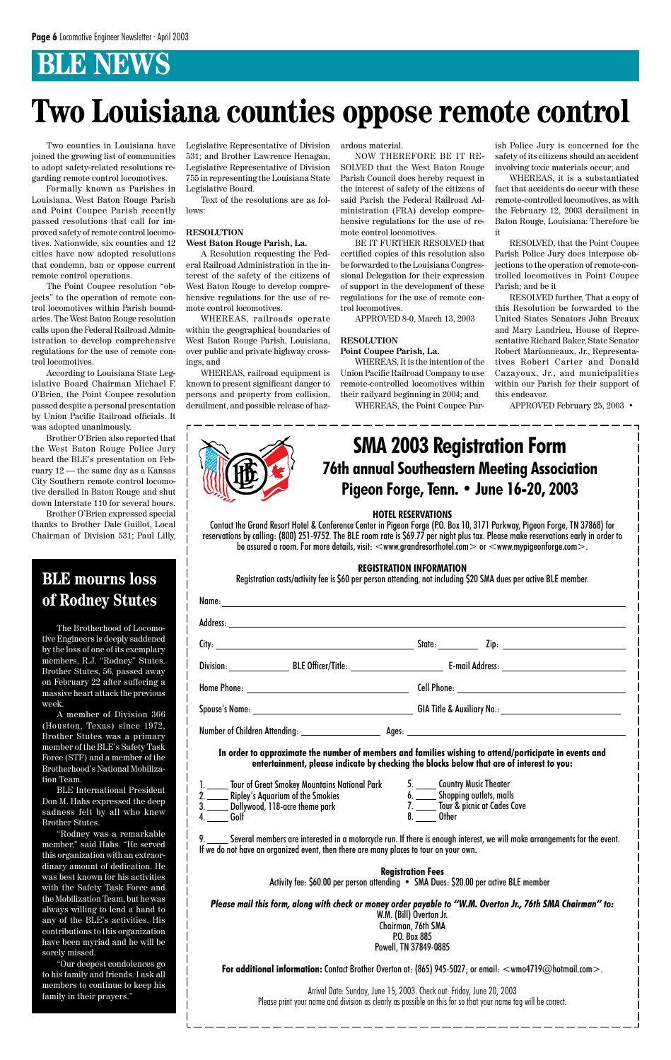# BLE NEWS

# Two Louisiana counties oppose remote control

Two counties in Louisiana have joined the growing list of communities to adopt safety-related resolutions regarding remote control locomotives.

Formally known as Parishes in Louisiana, West Baton Rouge Parish and Point Coupee Parish recently passed resolutions that call for improved safety of remote control locomotives. Nationwide, six counties and 12 cities have now adopted resolutions that condemn, ban or oppose current remote control operations.

The Point Coupee resolution "objects" to the operation of remote control locomotives within Parish boundaries. The West Baton Rouge resolution calls upon the Federal Railroad Administration to develop comprehensive regulations for the use of remote control locomotives.

According to Louisiana State Legislative Board Chairman Michael F. O'Brien, the Point Coupee resolution passed despite a personal presentation by Union Pacific Railroad officials. It was adopted unanimously.

Brother O'Brien also reported that the West Baton Rouge Police Jury heard the BLE's presentation on February 12 — the same day as a Kansas City Southern remote control locomotive derailed in Baton Rouge and shut down Interstate 110 for several hours.

Brother O'Brien expressed special thanks to Brother Dale Guillot, Local Chairman of Division 531; Paul Lilly, Legislative Representative of Division 531; and Brother Lawrence Henagan, Legislative Representative of Division 755 in representing the Louisiana State Legislative Board.

Text of the resolutions are as follows:

**RESOLUTION**
**West Baton Rouge Parish, La.**

A Resolution requesting the Federal Railroad Administration in the interest of the safety of the citizens of West Baton Rouge to develop comprehensive regulations for the use of remote control locomotives.

WHEREAS, railroads operate within the geographical boundaries of West Baton Rouge Parish, Louisiana, over public and private highway crossings, and

WHEREAS, railroad equipment is known to present significant danger to persons and property from collision, derailment, and possible release of hazardous material.

NOW THEREFORE BE IT RESOLVED that the West Baton Rouge Parish Council does hereby request in the interest of safety of the citizens of said Parish the Federal Railroad Administration (FRA) develop comprehensive regulations for the use of remote control locomotives.

BE IT FURTHER RESOLVED that certified copies of this resolution also be forwarded to the Louisiana Congressional Delegation for their expression of support in the development of these regulations for the use of remote control locomotives.

APPROVED 8-0, March 13, 2003

**RESOLUTION**
**Point Coupee Parish, La.**

WHEREAS, It is the intention of the Union Pacific Railroad Company to use remote-controlled locomotives within their railyard beginning in 2004; and

WHEREAS, the Point Coupee Parish Police Jury is concerned for the safety of its citizens should an accident involving toxic materials occur; and

WHEREAS, it is a substantiated fact that accidents do occur with these remote-controlled locomotives, as with the February 12, 2003 derailment in Baton Rouge, Louisiana: Therefore be it

RESOLVED, that the Point Coupee Parish Police Jury does interpose objections to the operation of remote-controlled locomotives in Point Coupee Parish; and be it

RESOLVED further, That a copy of this Resolution be forwarded to the United States Senators John Breaux and Mary Landrieu, House of Representative Richard Baker, State Senator Robert Marionneaux, Jr., Representatives Robert Carter and Donald Cazayoux, Jr., and municipalities within our Parish for their support of this endeavor.

APPROVED February 25, 2003 •

## BLE mourns loss of Rodney Stutes

The Brotherhood of Locomotive Engineers is deeply saddened by the loss of one of its exemplary members, R.J. "Rodney" Stutes. Brother Stutes, 56, passed away on February 22 after suffering a massive heart attack the previous week.

A member of Division 366 (Houston, Texas) since 1972, Brother Stutes was a primary member of the BLE's Safety Task Force (STF) and a member of the Brotherhood's National Mobilization Team.

BLE International President Don M. Hahs expressed the deep sadness felt by all who knew Brother Stutes.

"Rodney was a remarkable member," said Hahs. "He served this organization with an extraordinary amount of dedication. He was best known for his activities with the Safety Task Force and the Mobilization Team, but he was always willing to lend a hand to any of the BLE's activities. His contributions to this organization have been myriad and he will be sorely missed.

"Our deepest condolences go to his family and friends. I ask all members to continue to keep his family in their prayers."

## SMA 2003 Registration Form
### 76th annual Southeastern Meeting Association
### Pigeon Forge, Tenn. • June 16-20, 2003

**HOTEL RESERVATIONS**

Contact the Grand Resort Hotel & Conference Center in Pigeon Forge (P.O. Box 10, 3171 Parkway, Pigeon Forge, TN 37868) for reservations by calling: (800) 251-9752. The BLE room rate is $69.77 per night plus tax. Please make reservations early in order to be assured a room. For more details, visit: <www.grandresorthotel.com> or <www.mypigeonforge.com>.

**REGISTRATION INFORMATION**

Registration costs/activity fee is $60 per person attending, not including $20 SMA dues per active BLE member.

Name: ____________________

Address: ____________________

City: ____________ State: ________ Zip: ____________

Division: ________ BLE Officer/Title: ____________ E-mail Address: ____________

Home Phone: ____________ Cell Phone: ____________

Spouse's Name: ____________ GIA Title & Auxiliary No.: ____________

Number of Children Attending: ________ Ages: ____________

**In order to approximate the number of members and families wishing to attend/participate in events and entertainment, please indicate by checking the blocks below that are of interest to you:**

1. _____ Tour of Great Smokey Mountains National Park
2. _____ Ripley's Aquarium of the Smokies
3. _____ Dollywood, 118-acre theme park
4. _____ Golf
5. _____ Country Music Theater
6. _____ Shopping outlets, malls
7. _____ Tour & picnic at Cades Cove
8. _____ Other
9. _____ Several members are interested in a motorcycle run. If there is enough interest, we will make arrangements for the event. If we do not have an organized event, then there are many places to tour on your own.

**Registration Fees**

Activity fee: $60.00 per person attending • SMA Dues: $20.00 per active BLE member

***Please mail this form, along with check or money order payable to "W.M. Overton Jr., 76th SMA Chairman" to:***

W.M. (Bill) Overton Jr.
Chairman, 76th SMA
P.O. Box 885
Powell, TN 37849-0885

**For additional information:** Contact Brother Overton at: (865) 945-5027; or email: <wmo4719@hotmail.com>.

Arrival Date: Sunday, June 15, 2003. Check out: Friday, June 20, 2003

Please print your name and division as clearly as possible on this for so that your name tag will be correct.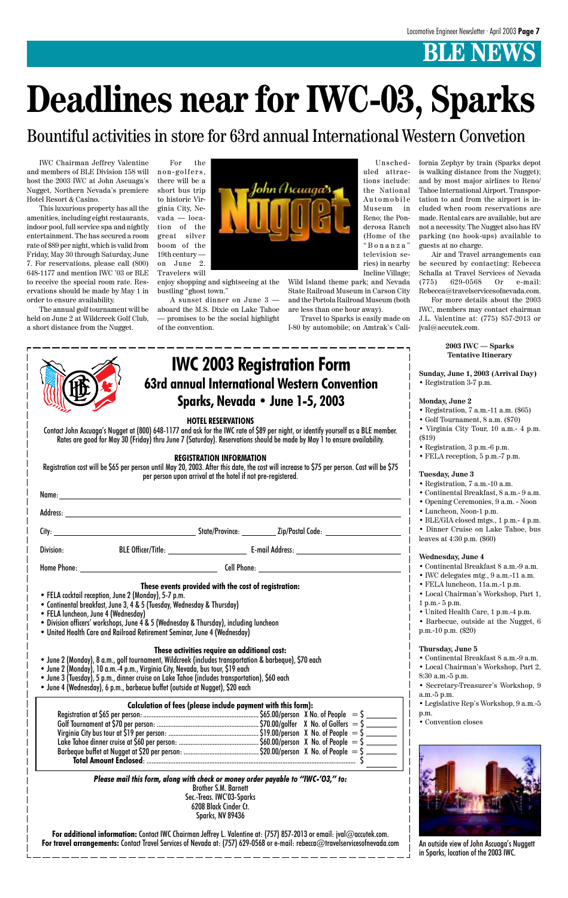# BLE NEWS

# Deadlines near for IWC-03, Sparks

## Bountiful activities in store for 63rd annual International Western Convetion

IWC Chairman Jeffrey Valentine and members of BLE Division 158 will host the 2003 IWC at John Ascuaga's Nugget, Northern Nevada's premiere Hotel Resort & Casino.

This luxurious property has all the amenities, including eight restaurants, indoor pool, full service spa and nightly entertainment. The has secured a room rate of $89 per night, which is valid from Friday, May 30 through Saturday, June 7. For reservations, please call (800) 648-1177 and mention IWC '03 or BLE to receive the special room rate. Reservations should be made by May 1 in order to ensure availability.

The annual golf tournament will be held on June 2 at Wildcreek Golf Club, a short distance from the Nugget.

For the non-golfers, there will be a short bus trip to historic Virginia City, Nevada — location of the great silver boom of the 19th century — on June 2. Travelers will enjoy shopping and sightseeing at the bustling "ghost town."

A sunset dinner on June 3 — aboard the M.S. Dixie on Lake Tahoe — promises to be the social highlight of the convention.

Unscheduled attractions include: the National Automobile Museum in Reno; the Ponderosa Ranch (Home of the "Bonanza" television series) in nearby Incline Village; Wild Island theme park; and Nevada State Railroad Museum in Carson City and the Portola Railroad Museum (both are less than one hour away).

Travel to Sparks is easily made on I-80 by automobile; on Amtrak's California Zephyr by train (Sparks depot is walking distance from the Nugget); and by most major airlines to Reno/Tahoe International Airport. Transportation to and from the airport is included when room reservations are made. Rental cars are available, but are not a necessity. The Nugget also has RV parking (no hook-ups) available to guests at no charge.

Air and Travel arrangements can be secured by contacting: Rebecca Schalla at Travel Services of Nevada (775) 629-0568 Or e-mail: Rebecca@travelservicesofnevada.com.

For more details about the 2003 IWC, members may contact chairman J.L. Valentine at: (775) 857-2013 or jval@accutek.com.

---

## IWC 2003 Registration Form

### 63rd annual International Western Convention

### Sparks, Nevada • June 1-5, 2003

**HOTEL RESERVATIONS**

Contact John Ascuaga's Nugget at (800) 648-1177 and ask for the IWC rate of $89 per night, or identify yourself as a BLE member. Rates are good for May 30 (Friday) thru June 7 (Saturday). Reservations should be made by May 1 to ensure availability.

**REGISTRATION INFORMATION**

Registration cost will be $65 per person until May 20, 2003. After this date, the cost will increase to $75 per person. Cost will be $75 per person upon arrival at the hotel if not pre-registered.

Name: ______________________

Address: ______________________

City: ____________ State/Province: ________ Zip/Postal Code: ____________

Division: ______ BLE Officer/Title: ____________ E-mail Address: ____________

Home Phone: ____________ Cell Phone: ____________

**These events provided with the cost of registration:**

- FELA cocktail reception, June 2 (Monday), 5-7 p.m.
- Continental breakfast, June 3, 4 & 5 (Tuesday, Wednesday & Thursday)
- FELA luncheon, June 4 (Wednesday)
- Division officers' workshops, June 4 & 5 (Wednesday & Thursday), including luncheon
- United Health Care and Railroad Retirement Seminar, June 4 (Wednesday)

**These activities require an additional cost:**

- June 2 (Monday), 8 a.m., golf tournament, Wildcreek (includes transportation & barbeque), $70 each
- June 2 (Monday), 10 a.m.-4 p.m., Virginia City, Nevada, bus tour, $19 each
- June 3 (Tuesday), 5 p.m., dinner cruise on Lake Tahoe (includes transportation), $60 each
- June 4 (Wednesday), 6 p.m., barbecue buffet (outside at Nugget), $20 each

**Calculation of fees (please include payment with this form):**

| Item | Rate | Quantity | Total |
|---|---|---|---|
| Registration at $65 per person | $65.00/person | X No. of People | = $ _____ |
| Golf Tournament at $70 per person | $70.00/golfer | X No. of Golfers | = $ _____ |
| Virginia City bus tour at $19 per person | $19.00/person | X No. of People | = $ _____ |
| Lake Tahoe dinner cruise at $60 per person | $60.00/person | X No. of People | = $ _____ |
| Barbeque buffet at Nugget at $20 per person | $20.00/person | X No. of People | = $ _____ |
| **Total Amount Enclosed** | | | $ _____ |

***Please mail this form, along with check or money order payable to "IWC-'03," to:***

Brother S.M. Barnett
Sec.-Treas. IWC'03-Sparks
6208 Black Cinder Ct.
Sparks, NV 89436

**For additional information:** Contact IWC Chairman Jeffrey L. Valentine at: (757) 857-2013 or email: jval@accutek.com.
**For travel arrangements:** Contact Travel Services of Nevada at: (757) 629-0568 or e-mail: rebecca@travelservicesofnevada.com

---

**2003 IWC — Sparks Tentative Itinerary**

**Sunday, June 1, 2003 (Arrival Day)**
- Registration 3-7 p.m.

**Monday, June 2**
- Registration, 7 a.m.-11 a.m. ($65)
- Golf Tournament, 8 a.m. ($70)
- Virginia City Tour, 10 a.m.- 4 p.m. ($19)
- Registration, 3 p.m.-6 p.m.
- FELA reception, 5 p.m.-7 p.m.

**Tuesday, June 3**
- Registration, 7 a.m.-10 a.m.
- Continental Breakfast, 8 a.m.- 9 a.m.
- Opening Ceremonies, 9 a.m. - Noon
- Luncheon, Noon-1 p.m.
- BLE/GIA closed mtgs., 1 p.m.- 4 p.m.
- Dinner Cruise on Lake Tahoe, bus leaves at 4:30 p.m. ($60)

**Wednesday, June 4**
- Continental Breakfast 8 a.m.-9 a.m.
- IWC delegates mtg., 9 a.m.-11 a.m.
- FELA luncheon, 11a.m.-1 p.m.
- Local Chairman's Workshop, Part 1, 1 p.m.- 5 p.m.
- United Health Care, 1 p.m.-4 p.m.
- Barbecue, outside at the Nugget, 6 p.m.-10 p.m. ($20)

**Thursday, June 5**
- Continental Breakfast 8 a.m.-9 a.m.
- Local Chairman's Workshop, Part 2, 8:30 a.m.-5 p.m.
- Secretary-Treasurer's Workshop, 9 a.m.-5 p.m.
- Legislative Rep's Workshop, 9 a.m.-5 p.m.
- Convention closes

An outside view of John Ascuaga's Nugget in Sparks, location of the 2003 IWC.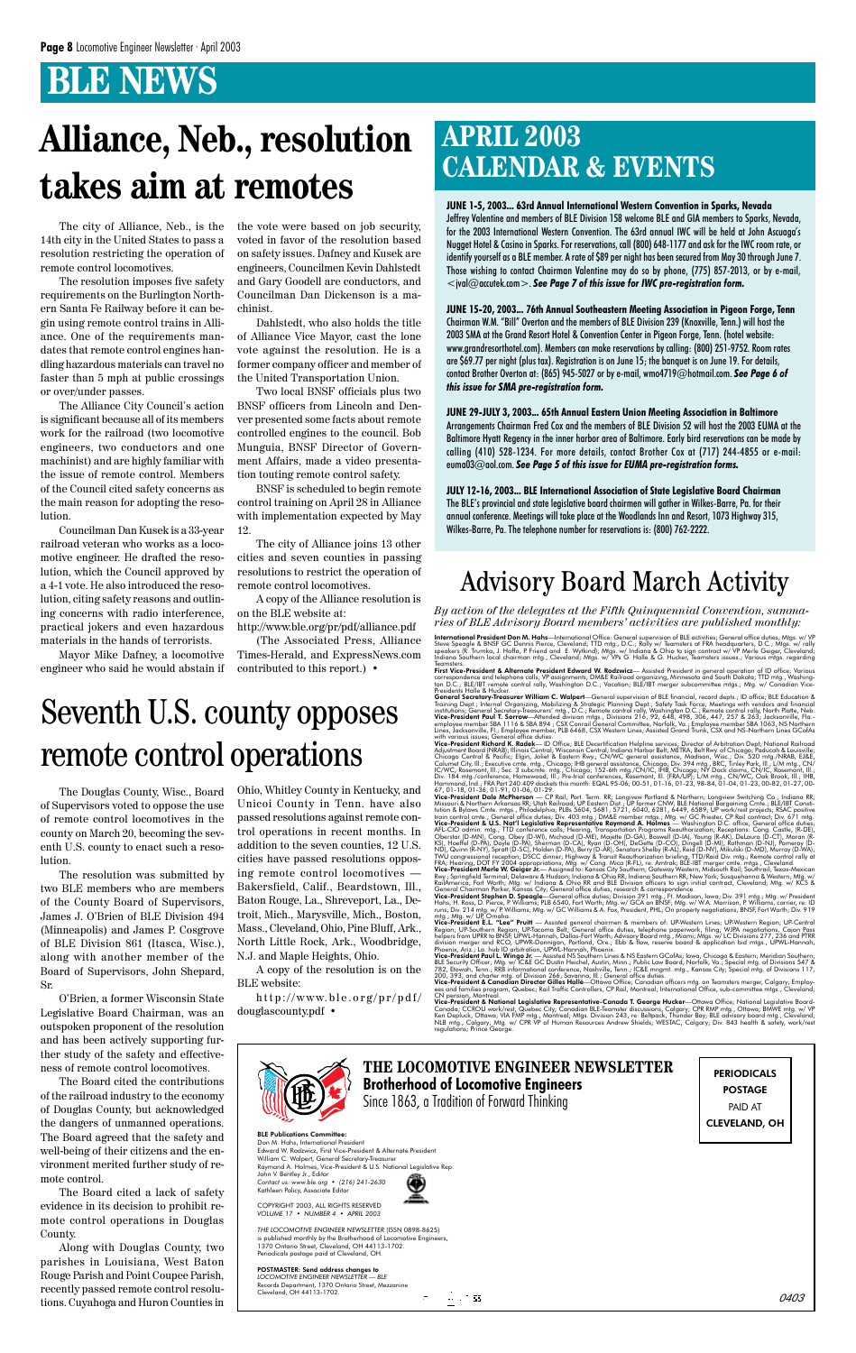# BLE NEWS

# Alliance, Neb., resolution takes aim at remotes

The city of Alliance, Neb., is the 14th city in the United States to pass a resolution restricting the operation of remote control locomotives.

The resolution imposes five safety requirements on the Burlington Northern Santa Fe Railway before it can begin using remote control trains in Alliance. One of the requirements mandates that remote control engines handling hazardous materials can travel no faster than 5 mph at public crossings or over/under passes.

The Alliance City Council's action is significant because all of its members work for the railroad (two locomotive engineers, two conductors and one machinist) and are highly familiar with the issue of remote control. Members of the Council cited safety concerns as the main reason for adopting the resolution.

Councilman Dan Kusek is a 33-year railroad veteran who works as a locomotive engineer. He drafted the resolution, which the Council approved by a 4-1 vote. He also introduced the resolution, citing safety reasons and outlining concerns with radio interference, practical jokers and even hazardous materials in the hands of terrorists.

Mayor Mike Dafney, a locomotive engineer who said he would abstain if the vote were based on job security, voted in favor of the resolution based on safety issues. Dafney and Kusek are engineers, Councilmen Kevin Dahlstedt and Gary Goodell are conductors, and Councilman Dan Dickenson is a machinist.

Dahlstedt, who also holds the title of Alliance Vice Mayor, cast the lone vote against the resolution. He is a former company officer and member of the United Transportation Union.

Two local BNSF officials plus two BNSF officers from Lincoln and Denver presented some facts about remote controlled engines to the council. Bob Munguia, BNSF Director of Government Affairs, made a video presentation touting remote control safety.

BNSF is scheduled to begin remote control training on April 28 in Alliance with implementation expected by May 12.

The city of Alliance joins 13 other cities and seven counties in passing resolutions to restrict the operation of remote control locomotives.

A copy of the Alliance resolution is on the BLE website at:

http://www.ble.org/pr/pdf/alliance.pdf

(The Associated Press, Alliance Times-Herald, and ExpressNews.com contributed to this report.) •

# APRIL 2003 CALENDAR & EVENTS

**JUNE 1-5, 2003... 63rd Annual International Western Convention in Sparks, Nevada**
Jeffrey Valentine and members of BLE Division 158 welcome BLE and GIA members to Sparks, Nevada, for the 2003 International Western Convention. The 63rd annual IWC will be held at John Ascuaga's Nugget Hotel & Casino in Sparks. For reservations, call (800) 648-1177 and ask for the IWC room rate, or identify yourself as a BLE member. A rate of $89 per night has been secured from May 30 through June 7. Those wishing to contact Chairman Valentine may do so by phone, (775) 857-2013, or by e-mail, <jval@accutek.com>. ***See Page 7 of this issue for IWC pre-registration form.***

**JUNE 15-20, 2003... 76th Annual Southeastern Meeting Association in Pigeon Forge, Tenn**
Chairman W.M. "Bill" Overton and the members of BLE Division 239 (Knoxville, Tenn.) will host the 2003 SMA at the Grand Resort Hotel & Convention Center in Pigeon Forge, Tenn. (hotel website: www.grandresorthotel.com). Members can make reservations by calling: (800) 251-9752. Room rates are $69.77 per night (plus tax). Registration is on June 15; the banquet is on June 19. For details, contact Brother Overton at: (865) 945-5027 or by e-mail, wmo4719@hotmail.com. ***See Page 6 of this issue for SMA pre-registration form.***

**JUNE 29-JULY 3, 2003... 65th Annual Eastern Union Meeting Association in Baltimore**
Arrangements Chairman Fred Cox and the members of BLE Division 52 will host the 2003 EUMA at the Baltimore Hyatt Regency in the inner harbor area of Baltimore. Early bird reservations can be made by calling (410) 528-1234. For more details, contact Brother Cox at (717) 244-4855 or e-mail: euma03@aol.com. ***See Page 5 of this issue for EUMA pre-registration forms.***

**JULY 12-16, 2003... BLE International Association of State Legislative Board Chairman**
The BLE's provincial and state legislative board chairmen will gather in Wilkes-Barre, Pa. for their annual conference. Meetings will take place at the Woodlands Inn and Resort, 1073 Highway 315, Wilkes-Barre, Pa. The telephone number for reservations is: (800) 762-2222.

# Advisory Board March Activity

*By action of the delegates at the Fifth Quinquennial Convention, summaries of BLE Advisory Board members' activities are published monthly:*

**International President Don M. Hahs**—International Office: General supervision of BLE activities; General office duties; Mtgs. w/ VP Steve Speagle & BNSF GC Dennis Pierce, Cleveland; TTD mtg., D.C.; Rally w/ Teamsters at FRA headquarters, D.C.; Mtgs. w/ rally speakers (R. Trumka, J. Hoffa, P. Friend and E. Wytkind); Mtg. w/ Indiana & Ohio to sign contract w/ VP Merle Geiger, Cleveland; Indiana Southern local chairman mtg., Cleveland; Mtgs. w/ VPs G. Halle & G. Hucker, Teamsters issues.; Various mtgs. regarding Teamsters.

**First Vice-President & Alternate President Edward W. Rodzwicz**— Assisted President in general operation of ID office; Various correspondence and telephone calls; VP assignments; DM&E Railroad organizing, Minnesota and South Dakota; TTD mtg., Washington D.C.; BLE/IBT remote control rally, Washington D.C.; Vacation; BLE/IBT merger subcommittee mtgs.; Mtg. w/ Canadian Vice-Presidents Halle & Hucker.

**General Secretary-Treasurer William C. Walpert**—General supervision of BLE financial, record depts.; ID office; BLE Education & Training Dept.; Internal Organizing, Mobilizing & Strategic Planning Dept.; Safety Task Force; Meetings with vendors and financial institutions; General Secretary-Treasurers' mtg., D.C.; Remote control rally, Washington D.C.; Remote control rally, North Platte, Neb.

**Vice-President Paul T. Sorrow**—Attended division mtgs., Divisions 216, 92, 648, 498, 306, 447, 257 & 263; Jacksonville, Fla.-employee member SBA 1116 & SBA 894 ; CSX Conrail General Committee, Norfolk, Va.; Employee member SBA 1063, NS Northern Lines, Jacksonville, Fl.; Employee member, PLB 6468, CSX Western Lines; Assisted Grand Trunk, CSX and NS-Northern Lines GCofAs with various issues; General office duties.

**Vice-President Richard K. Radek**—ID Office; BLE Decertification Helpline services; Director of Arbitration Dept; National Railroad Adjustment Board (NRAB); Illinois Central; Wisconsin Central; Indiana Harbor Belt; METRA; Belt Rwy. of Chicago; Paducah & Louisville; Chicago Central & Pacific; Elgin, Joliet & Eastern Rwy.; CN/WC general assistance, Madison, Wisc.; Div. 520 mtg./NRAB, EJ&E, Calumet City, Ill.; Executive cmte. mtg., Chicago; IHB general assistance, Chicago; Div. 394 mtg., BRC, Tinley Park, Ill.; L/M mtg., CN/IC/WC, Rosemont, Ill.; Sec. 3 subcmte. mtg., Chicago; 152-6th mtg./CN/IC, IHB, Chicago; NY Dock claims, CN/IC, Rosemont, Ill.; Div. 184 mtg./conference, Homewood, Ill.; Pre-trial conferences, Rosemont, Ill. (FRA/UP); L/M mtg., CN/WC, Oak Brook, Ill.; IHB, Hammond, Ind.; FRA Part 240 409 dockets this month: EQAL 95-06; 00-51, 01-16, 01-23, 98-84, 01-04, 01-23, 00-82, 01-27, 00-67, 01-18, 01-36, 01-91, 01-06, 01-29.

**Vice-President Dale McPherson** — CP Rail; Port. Term. RR; Longview Portland & Northern; Longview Switching Co.; Indiana RR; Missouri & Northern Arkansas RR; Utah Railroad; UP Eastern Dist.; UP former CNW; BLE National Bargaining Cmte.; BLE/IBT Constitution & Bylaws Cmte. mtgs., Philadelphia; PLBs 5604, 5681, 5721, 6040, 6281, 6449, 6589; UP work/rest projects; RSAC positive train control cmte.; General office duties; Div. 403 mtg.; DM&E member mtgs.; Mtg. w/ GC Priester, CP Rail contract; Div. 671 mtg.

**Vice-President & U.S. Nat'l Legislative Representative Raymond A. Holmes** — Washington D.C. office; General office duties; AFL-CIO admin. mtg.; TTD conference calls; Hearing, Transportation Programs Reauthorization; Receptions: Cong. Castle, (R-DE), Oberstar (D-MN), Cong. Obey (D-WI), Michaud (D-ME), Majette (D-GA), Boswell (D-IA), Young (R-AK), DeLauro (D-CT), Moran (R-KS), Hoeffel (D-PA), Doyle (D-PA), Sherman (D-CA), Ryan (D-OH), DeGette (D-CO), Dingell (D-MI), Rothman (D-NJ), Pomeroy (D-ND), Quinn (R-NY), Spratt (D-SC), Holden (D-PA), Berry (D-AR), Senators Shelby (R-AL), Reid (D-NV), Mikulski (D-MD), Murray (D-WA); TWU congressional reception; DSCC dinner; Highway & Transit Reauthorization briefing, TTD/Raid Div. mtg.; Remote control rally at FRA; Hearing, DOT FY 2004 appropriations; Mtg. w/ Cong. Mica (R-FL), re: Amtrak; BLE-IBT merger cmte. mtgs., Cleveland.

**Vice-President Merle W. Geiger Jr.**—Assigned to: Kansas City Southern; Gateway Western; Midsouth Rail; Southrail; Texas-Mexican Rwy.; Springfield Terminal; Delaware & Hudson; Indiana & Ohio RR; Indiana Southern RR; New York, Susquehanna & Western; Mtg. w/ RailAmerica, Fort Worth; Mtg. w/ Indiana & Ohio RR and BLE Division officers to sign initial contract, Cleveland; Mtg. w/ KCS & General Chairman Parker, Kansas City; General office duties, research & correspondence.

**Vice-President Stephen D. Speagle**—General office duties; Division 391 mtg., Ft. Madison, Iowa; Div. 391 mtg.; Mtg. w/ President Hahs, H. Ross, D. Pierce, P Williams; PLB 6540, Fort Worth; Mtg. w/ GCA on BNSF; Mtg. w/ W.A. Harrison, P Williams, carrier, re: ID runs; Div. 214 mtg. w/ P Williams; Mtg. w/ GC Williams & A. Fox, President, PHL; On property negotiations, BNSF, Fort Worth; Div. 919 mtg.; Mtg. w/ UP Omaha.

**Vice-President E.L. "Lee" Pruitt** — Assisted general chairmen & members of: UP-Western Lines; UP-Western Region; UP-Central Region; UP-Southern Region; UP-Tacoma Belt; General office duties, telephone paperwork, filing; WJPA negotiations, Cajon Pass helpers from UPRR to BNSF, UPWL-Hannah, Dallas-Fort Worth; Advisory Board mtg., Miami; Mtgs. w/ LC Divisions 277, 236 and PTRR division merger and RCO, UPWR-Donnigan, Portland, Ore.; Ebb & flow, reserve board & application bid mtgs., UPWL-Hannah, Phoenix, Ariz.; La. hub ID arbitration, UPWL-Hannah, Phoenix.

**Vice-President Paul L. Winge Jr.** — Assisted NS Southern Lines & NS Eastern GCofAs; Iowa, Chicago & Eastern; Meridian Southern; BLE Security Officer; Mtg. w/ IC&E GC Dustin Heichel, Austin, Minn.; Public Law Board, Norfolk, Va.; Special mtg. of Divisions 547 & 782, Etowah, Tenn.; RRB informational conference, Nashville, Tenn.; IC&E mngmt. mtg., Kansas City; Special mtg. of Divisions 117, 200, 393, and charter mtg. of Division 266, Savanna, Ill.; General office duties.

**Vice-President & Canadian Director Gilles Hallé**—Ottawa Office; Canadian officers mtg. on Teamsters merger, Calgary; Employees and families program, Quebec; Rail Traffic Controllers, CP Rail, Montreal; International Office, sub-committee mtgs., Cleveland; CN pension, Montreal.

**Vice-President & National Legislative Representative-Canada T. George Hucker**—Ottawa Office; National Legislative Board-Canada; CCROU work/rest, Quebec City; Canadian BLE-Teamster discussions, Calgary; CPR RMP mtg., Ottawa; BMWE mtg. w/ VP Ken Deptuck, Ottawa; VIA FMP mtg., Montreal, Mtgs. Division 243, re: Beltpack, Thunder Bay; BLE advisory board mtg., Cleveland; NLB mtg., Calgary; Mtg. w/ CPR VP of Human Resources Andrew Shields; WESTAC, Calgary; Div. 843 health & safety, work/rest regulations, Prince George.

# Seventh U.S. county opposes remote control operations

The Douglas County, Wisc., Board of Supervisors voted to oppose the use of remote control locomotives in the county on March 20, becoming the seventh U.S. county to enact such a resolution.

The resolution was submitted by two BLE members who are members of the County Board of Supervisors, James J. O'Brien of BLE Division 494 (Minneapolis) and James P. Cosgrove of BLE Division 861 (Itasca, Wisc.), along with another member of the Board of Supervisors, John Shepard, Sr.

O'Brien, a former Wisconsin State Legislative Board Chairman, was an outspoken proponent of the resolution and has been actively supporting further study of the safety and effectiveness of remote control locomotives.

The Board cited the contributions of the railroad industry to the economy of Douglas County, but acknowledged the dangers of unmanned operations. The Board agreed that the safety and well-being of their citizens and the environment merited further study of remote control.

The Board cited a lack of safety evidence in its decision to prohibit remote control operations in Douglas County.

Along with Douglas County, two parishes in Louisiana, West Baton Rouge Parish and Point Coupee Parish, recently passed remote control resolutions. Cuyahoga and Huron Counties in Ohio, Whitley County in Kentucky, and Unicoi County in Tenn. have also passed resolutions against remote control operations in recent months. In addition to the seven counties, 12 U.S. cities have passed resolutions opposing remote control locomotives — Bakersfield, Calif., Beardstown, Ill., Baton Rouge, La., Shreveport, La., Detroit, Mich., Marysville, Mich., Boston, Mass., Cleveland, Ohio, Pine Bluff, Ark., North Little Rock, Ark., Woodbridge, N.J. and Maple Heights, Ohio.

A copy of the resolution is on the BLE website:

http://www.ble.org/pr/pdf/douglascounty.pdf •

**THE LOCOMOTIVE ENGINEER NEWSLETTER**
**Brotherhood of Locomotive Engineers**
Since 1863, a Tradition of Forward Thinking

**PERIODICALS POSTAGE PAID AT CLEVELAND, OH**

**BLE Publications Committee:**
Don M. Hahs, International President
Edward W. Rodzwicz, First Vice-President & Alternate President
William C. Walpert, General Secretary-Treasurer
Raymond A. Holmes, Vice-President & U.S. National Legislative Rep.
John V. Bentley Jr., Editor
*Contact us: www.ble.org • (216) 241-2630*
Kathleen Policy, Associate Editor

COPYRIGHT 2003, ALL RIGHTS RESERVED
*VOLUME 17 • NUMBER 4 • APRIL 2003*

*THE LOCOMOTIVE ENGINEER NEWSLETTER* (ISSN 0898-8625) is published monthly by the Brotherhood of Locomotive Engineers, 1370 Ontario Street, Cleveland, OH 44113-1702. Periodicals postage paid at Cleveland, OH.

**POSTMASTER: Send address changes to** *LOCOMOTIVE ENGINEER NEWSLETTER — BLE* Records Department, 1370 Ontario Street, Mezzanine Cleveland, OH 44113-1702.

0403